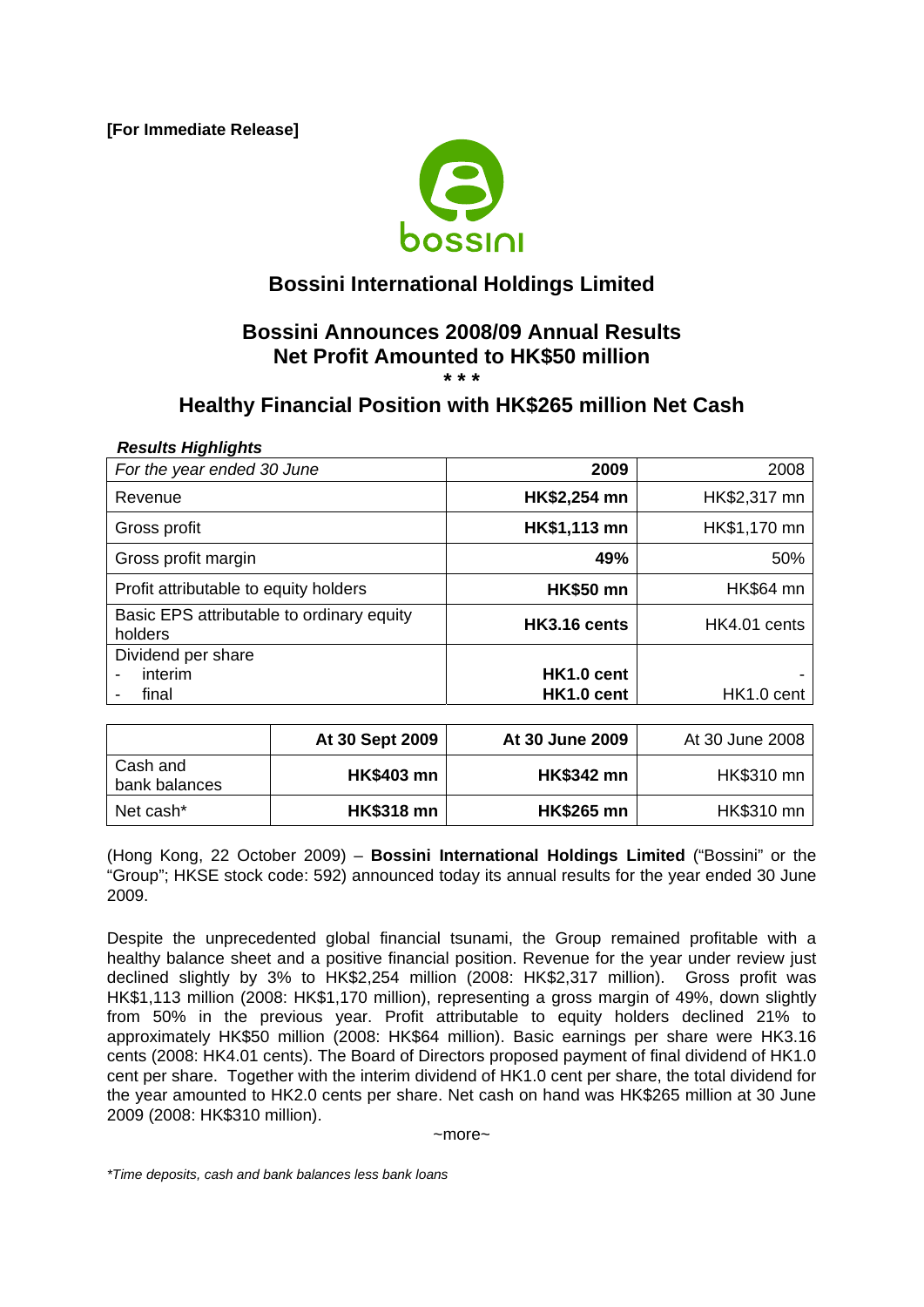**[For Immediate Release]**

# Bossini International Holdings Limited

## Bossini Announces 2008/09 Annual Results
## Net Profit Amounted to HK$50 million

*\*\**

## Healthy Financial Position with HK$265 million Net Cash

***Results Highlights***

| *For the year ended 30 June* | **2009** | 2008 |
|---|---|---|
| Revenue | **HK$2,254 mn** | HK$2,317 mn |
| Gross profit | **HK$1,113 mn** | HK$1,170 mn |
| Gross profit margin | **49%** | 50% |
| Profit attributable to equity holders | **HK$50 mn** | HK$64 mn |
| Basic EPS attributable to ordinary equity holders | **HK3.16 cents** | HK4.01 cents |
| Dividend per share<br>- interim<br>- final | <br>**HK1.0 cent**<br>**HK1.0 cent** | <br>-<br>HK1.0 cent |

| | **At 30 Sept 2009** | **At 30 June 2009** | At 30 June 2008 |
|---|---|---|---|
| Cash and bank balances | **HK$403 mn** | **HK$342 mn** | HK$310 mn |
| Net cash* | **HK$318 mn** | **HK$265 mn** | HK$310 mn |

(Hong Kong, 22 October 2009) – **Bossini International Holdings Limited** ("Bossini" or the "Group"; HKSE stock code: 592) announced today its annual results for the year ended 30 June 2009.

Despite the unprecedented global financial tsunami, the Group remained profitable with a healthy balance sheet and a positive financial position. Revenue for the year under review just declined slightly by 3% to HK$2,254 million (2008: HK$2,317 million). Gross profit was HK$1,113 million (2008: HK$1,170 million), representing a gross margin of 49%, down slightly from 50% in the previous year. Profit attributable to equity holders declined 21% to approximately HK$50 million (2008: HK$64 million). Basic earnings per share were HK3.16 cents (2008: HK4.01 cents). The Board of Directors proposed payment of final dividend of HK1.0 cent per share. Together with the interim dividend of HK1.0 cent per share, the total dividend for the year amounted to HK2.0 cents per share. Net cash on hand was HK$265 million at 30 June 2009 (2008: HK$310 million).

~more~

*\*Time deposits, cash and bank balances less bank loans*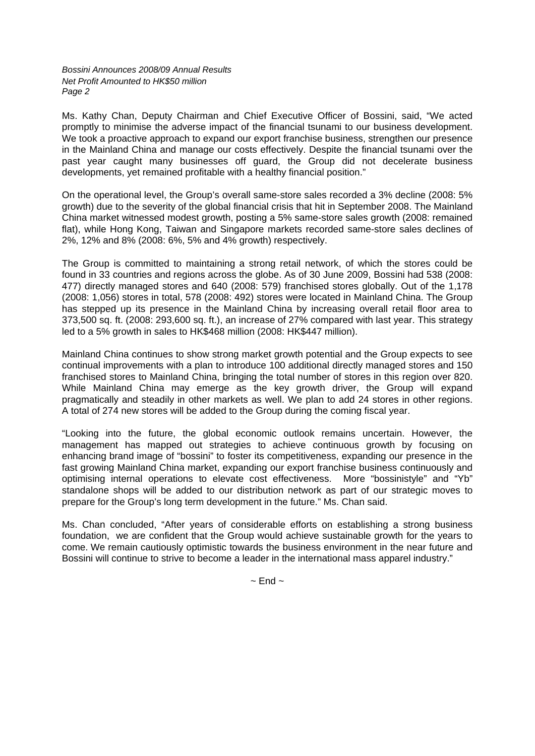Ms. Kathy Chan, Deputy Chairman and Chief Executive Officer of Bossini, said, "We acted promptly to minimise the adverse impact of the financial tsunami to our business development. We took a proactive approach to expand our export franchise business, strengthen our presence in the Mainland China and manage our costs effectively. Despite the financial tsunami over the past year caught many businesses off guard, the Group did not decelerate business developments, yet remained profitable with a healthy financial position."

On the operational level, the Group's overall same-store sales recorded a 3% decline (2008: 5% growth) due to the severity of the global financial crisis that hit in September 2008. The Mainland China market witnessed modest growth, posting a 5% same-store sales growth (2008: remained flat), while Hong Kong, Taiwan and Singapore markets recorded same-store sales declines of 2%, 12% and 8% (2008: 6%, 5% and 4% growth) respectively.

The Group is committed to maintaining a strong retail network, of which the stores could be found in 33 countries and regions across the globe. As of 30 June 2009, Bossini had 538 (2008: 477) directly managed stores and 640 (2008: 579) franchised stores globally. Out of the 1,178 (2008: 1,056) stores in total, 578 (2008: 492) stores were located in Mainland China. The Group has stepped up its presence in the Mainland China by increasing overall retail floor area to 373,500 sq. ft. (2008: 293,600 sq. ft.), an increase of 27% compared with last year. This strategy led to a 5% growth in sales to HK$468 million (2008: HK$447 million).

Mainland China continues to show strong market growth potential and the Group expects to see continual improvements with a plan to introduce 100 additional directly managed stores and 150 franchised stores to Mainland China, bringing the total number of stores in this region over 820. While Mainland China may emerge as the key growth driver, the Group will expand pragmatically and steadily in other markets as well. We plan to add 24 stores in other regions. A total of 274 new stores will be added to the Group during the coming fiscal year.

"Looking into the future, the global economic outlook remains uncertain. However, the management has mapped out strategies to achieve continuous growth by focusing on enhancing brand image of "bossini" to foster its competitiveness, expanding our presence in the fast growing Mainland China market, expanding our export franchise business continuously and optimising internal operations to elevate cost effectiveness. More "bossinistyle" and "Yb" standalone shops will be added to our distribution network as part of our strategic moves to prepare for the Group's long term development in the future." Ms. Chan said.

Ms. Chan concluded, "After years of considerable efforts on establishing a strong business foundation, we are confident that the Group would achieve sustainable growth for the years to come. We remain cautiously optimistic towards the business environment in the near future and Bossini will continue to strive to become a leader in the international mass apparel industry."

~ End ~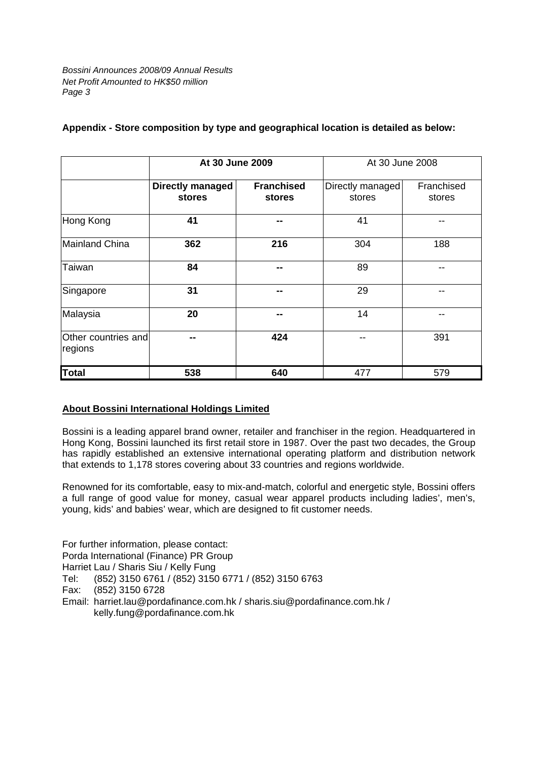**Appendix - Store composition by type and geographical location is detailed as below:**

| | At 30 June 2009 | | At 30 June 2008 | |
|---|---|---|---|---|
| | **Directly managed stores** | **Franchised stores** | Directly managed stores | Franchised stores |
| Hong Kong | **41** | **--** | 41 | -- |
| Mainland China | **362** | **216** | 304 | 188 |
| Taiwan | **84** | **--** | 89 | -- |
| Singapore | **31** | **--** | 29 | -- |
| Malaysia | **20** | **--** | 14 | -- |
| Other countries and regions | **--** | **424** | -- | 391 |
| **Total** | **538** | **640** | 477 | 579 |

**About Bossini International Holdings Limited**

Bossini is a leading apparel brand owner, retailer and franchiser in the region. Headquartered in Hong Kong, Bossini launched its first retail store in 1987. Over the past two decades, the Group has rapidly established an extensive international operating platform and distribution network that extends to 1,178 stores covering about 33 countries and regions worldwide.

Renowned for its comfortable, easy to mix-and-match, colorful and energetic style, Bossini offers a full range of good value for money, casual wear apparel products including ladies', men's, young, kids' and babies' wear, which are designed to fit customer needs.

For further information, please contact:
Porda International (Finance) PR Group
Harriet Lau / Sharis Siu / Kelly Fung
Tel: (852) 3150 6761 / (852) 3150 6771 / (852) 3150 6763
Fax: (852) 3150 6728
Email: harriet.lau@pordafinance.com.hk / sharis.siu@pordafinance.com.hk / kelly.fung@pordafinance.com.hk